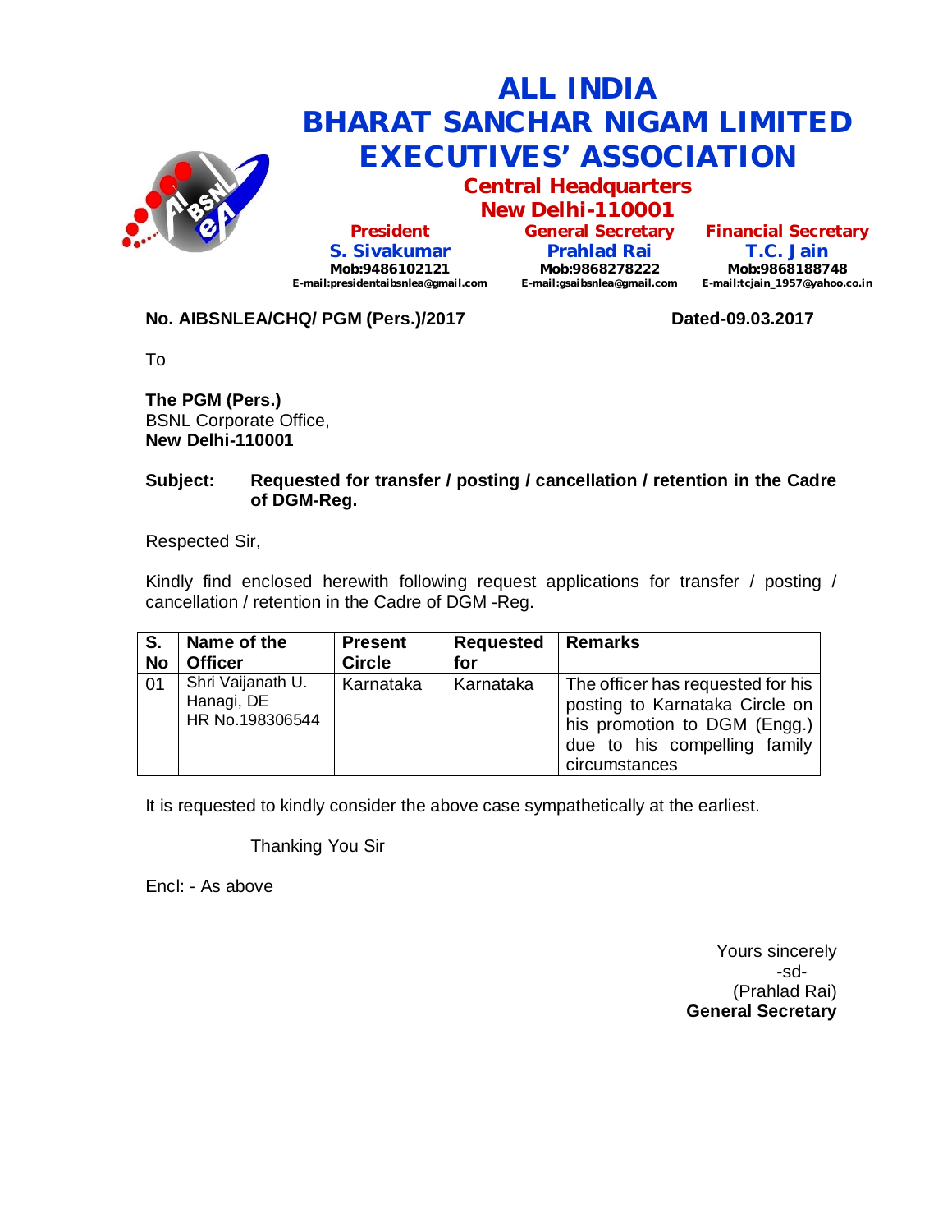# ALL INDIA BHARAT SANCHAR NIGAM LIMITED EXECUTIVES' ASSOCIATION

## Central Headquarters
## New Delhi-110001

| President | General Secretary | Financial Secretary |
|---|---|---|
| **S. Sivakumar** | **Prahlad Rai** | **T.C. Jain** |
| Mob:9486102121 | Mob:9868278222 | Mob:9868188748 |
| E-mail:presidentaibsnlea@gmail.com | E-mail:gsaibsnlea@gmail.com | E-mail:tcjain_1957@yahoo.co.in |

**No. AIBSNLEA/CHQ/ PGM (Pers.)/2017** **Dated-09.03.2017**

To

**The PGM (Pers.)**
BSNL Corporate Office,
**New Delhi-110001**

**Subject: Requested for transfer / posting / cancellation / retention in the Cadre of DGM-Reg.**

Respected Sir,

Kindly find enclosed herewith following request applications for transfer / posting / cancellation / retention in the Cadre of DGM -Reg.

| S. No | Name of the Officer | Present Circle | Requested for | Remarks |
|---|---|---|---|---|
| 01 | Shri Vaijanath U. Hanagi, DE HR No.198306544 | Karnataka | Karnataka | The officer has requested for his posting to Karnataka Circle on his promotion to DGM (Engg.) due to his compelling family circumstances |

It is requested to kindly consider the above case sympathetically at the earliest.

Thanking You Sir

Encl: - As above

Yours sincerely
-sd-
(Prahlad Rai)
**General Secretary**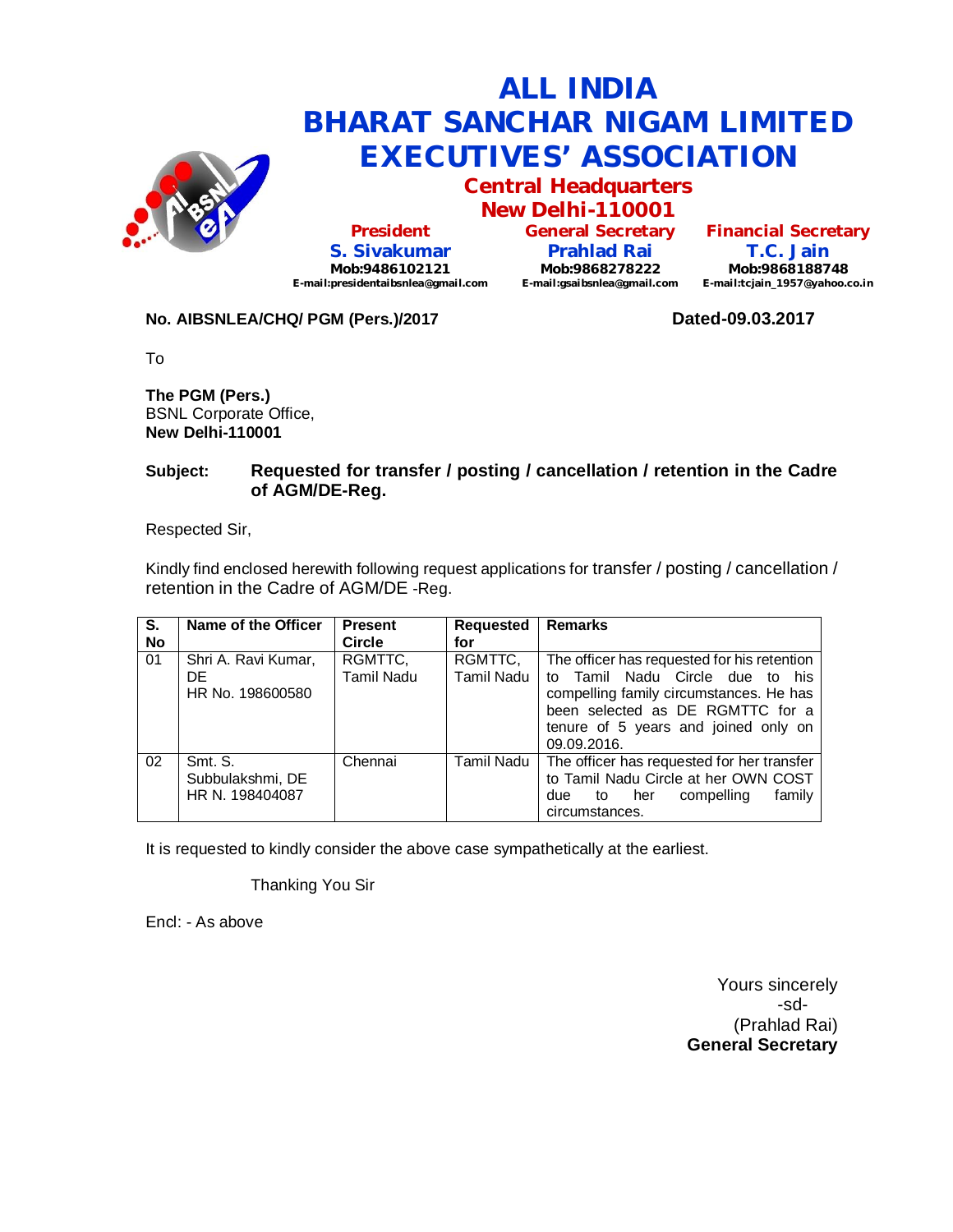# ALL INDIA
# BHARAT SANCHAR NIGAM LIMITED
# EXECUTIVES' ASSOCIATION

## Central Headquarters
## New Delhi-110001

| President | General Secretary | Financial Secretary |
|---|---|---|
| **S. Sivakumar** | **Prahlad Rai** | **T.C. Jain** |
| Mob:9486102121 | Mob:9868278222 | Mob:9868188748 |
| E-mail:presidentaibsnlea@gmail.com | E-mail:gsaibsnlea@gmail.com | E-mail:tcjain_1957@yahoo.co.in |

**No. AIBSNLEA/CHQ/ PGM (Pers.)/2017** **Dated-09.03.2017**

To

**The PGM (Pers.)**
BSNL Corporate Office,
**New Delhi-110001**

**Subject: Requested for transfer / posting / cancellation / retention in the Cadre of AGM/DE-Reg.**

Respected Sir,

Kindly find enclosed herewith following request applications for transfer / posting / cancellation / retention in the Cadre of AGM/DE -Reg.

| S. No | Name of the Officer | Present Circle | Requested for | Remarks |
|---|---|---|---|---|
| 01 | Shri A. Ravi Kumar, DE HR No. 198600580 | RGMTTC, Tamil Nadu | RGMTTC, Tamil Nadu | The officer has requested for his retention to Tamil Nadu Circle due to his compelling family circumstances. He has been selected as DE RGMTTC for a tenure of 5 years and joined only on 09.09.2016. |
| 02 | Smt. S. Subbulakshmi, DE HR N. 198404087 | Chennai | Tamil Nadu | The officer has requested for her transfer to Tamil Nadu Circle at her OWN COST due to her compelling family circumstances. |

It is requested to kindly consider the above case sympathetically at the earliest.

Thanking You Sir

Encl: - As above

Yours sincerely
-sd-
(Prahlad Rai)
**General Secretary**